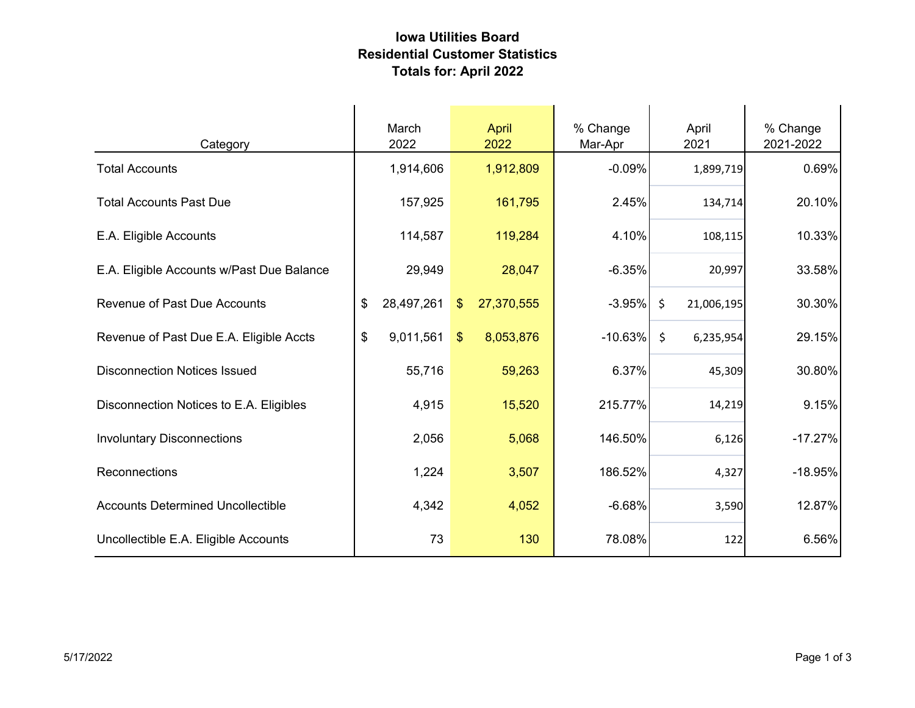# Iowa Utilities Board
## Residential Customer Statistics
## Totals for: April 2022

| Category | March 2022 | April 2022 | % Change Mar-Apr | April 2021 | % Change 2021-2022 |
|---|---|---|---|---|---|
| Total Accounts | 1,914,606 | 1,912,809 | -0.09% | 1,899,719 | 0.69% |
| Total Accounts Past Due | 157,925 | 161,795 | 2.45% | 134,714 | 20.10% |
| E.A. Eligible Accounts | 114,587 | 119,284 | 4.10% | 108,115 | 10.33% |
| E.A. Eligible Accounts w/Past Due Balance | 29,949 | 28,047 | -6.35% | 20,997 | 33.58% |
| Revenue of Past Due Accounts | $ 28,497,261 | $ 27,370,555 | -3.95% | $ 21,006,195 | 30.30% |
| Revenue of Past Due E.A. Eligible Accts | $ 9,011,561 | $ 8,053,876 | -10.63% | $ 6,235,954 | 29.15% |
| Disconnection Notices Issued | 55,716 | 59,263 | 6.37% | 45,309 | 30.80% |
| Disconnection Notices to E.A. Eligibles | 4,915 | 15,520 | 215.77% | 14,219 | 9.15% |
| Involuntary Disconnections | 2,056 | 5,068 | 146.50% | 6,126 | -17.27% |
| Reconnections | 1,224 | 3,507 | 186.52% | 4,327 | -18.95% |
| Accounts Determined Uncollectible | 4,342 | 4,052 | -6.68% | 3,590 | 12.87% |
| Uncollectible E.A. Eligible Accounts | 73 | 130 | 78.08% | 122 | 6.56% |

5/17/2022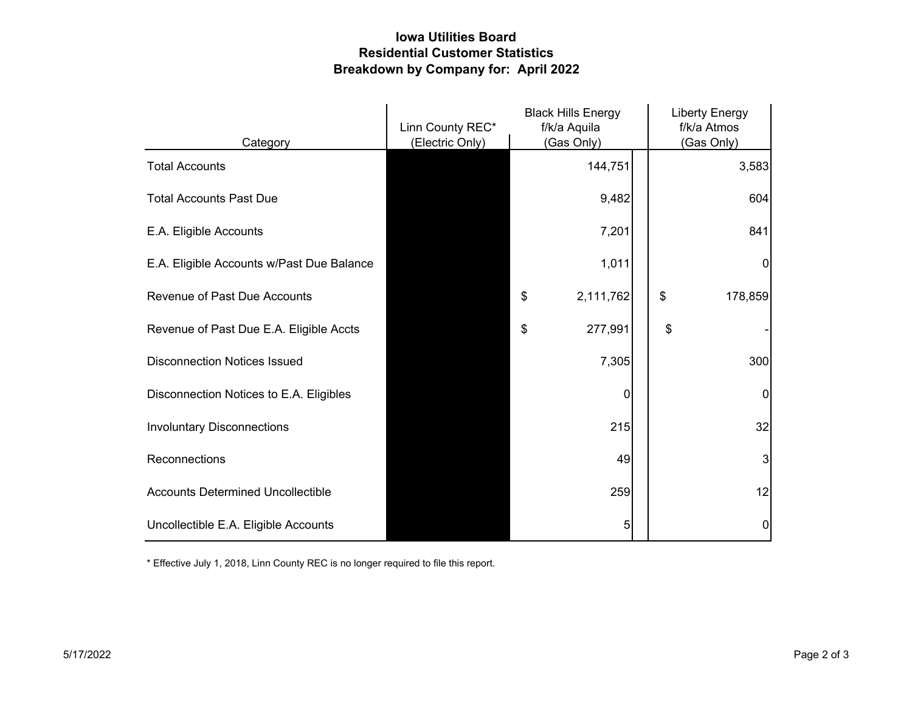# Iowa Utilities Board
## Residential Customer Statistics
## Breakdown by Company for: April 2022

| Category | Linn County REC* (Electric Only) | Black Hills Energy f/k/a Aquila (Gas Only) | Liberty Energy f/k/a Atmos (Gas Only) |
|---|---|---|---|
| Total Accounts | | 144,751 | 3,583 |
| Total Accounts Past Due | | 9,482 | 604 |
| E.A. Eligible Accounts | | 7,201 | 841 |
| E.A. Eligible Accounts w/Past Due Balance | | 1,011 | 0 |
| Revenue of Past Due Accounts | | $ 2,111,762 | $ 178,859 |
| Revenue of Past Due E.A. Eligible Accts | | $ 277,991 | $ - |
| Disconnection Notices Issued | | 7,305 | 300 |
| Disconnection Notices to E.A. Eligibles | | 0 | 0 |
| Involuntary Disconnections | | 215 | 32 |
| Reconnections | | 49 | 3 |
| Accounts Determined Uncollectible | | 259 | 12 |
| Uncollectible E.A. Eligible Accounts | | 5 | 0 |

\* Effective July 1, 2018, Linn County REC is no longer required to file this report.

5/17/2022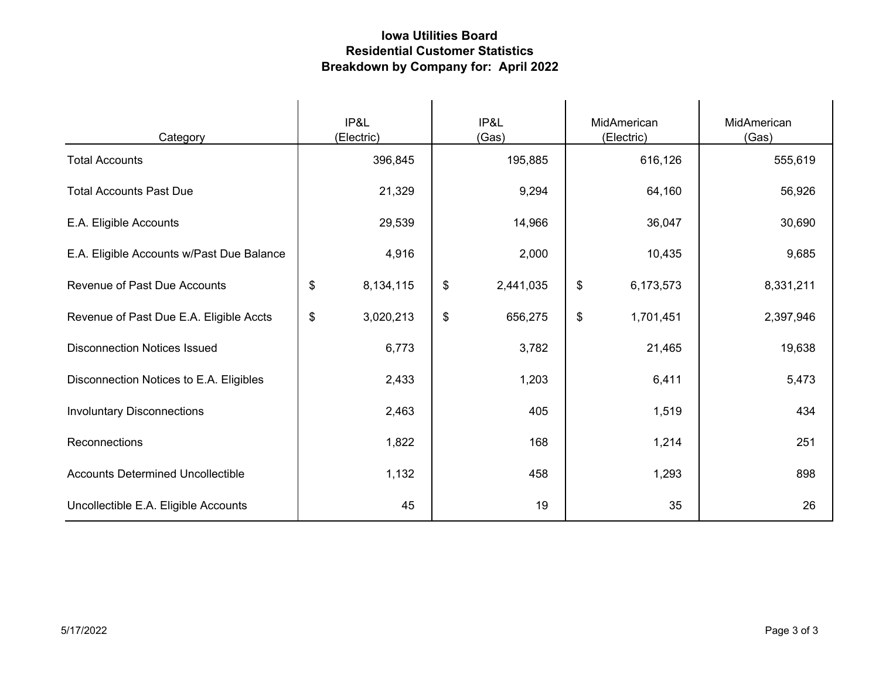# Iowa Utilities Board
## Residential Customer Statistics
## Breakdown by Company for: April 2022

| Category | IP&L (Electric) | IP&L (Gas) | MidAmerican (Electric) | MidAmerican (Gas) |
|---|---|---|---|---|
| Total Accounts | 396,845 | 195,885 | 616,126 | 555,619 |
| Total Accounts Past Due | 21,329 | 9,294 | 64,160 | 56,926 |
| E.A. Eligible Accounts | 29,539 | 14,966 | 36,047 | 30,690 |
| E.A. Eligible Accounts w/Past Due Balance | 4,916 | 2,000 | 10,435 | 9,685 |
| Revenue of Past Due Accounts | $ 8,134,115 | $ 2,441,035 | $ 6,173,573 | 8,331,211 |
| Revenue of Past Due E.A. Eligible Accts | $ 3,020,213 | $ 656,275 | $ 1,701,451 | 2,397,946 |
| Disconnection Notices Issued | 6,773 | 3,782 | 21,465 | 19,638 |
| Disconnection Notices to E.A. Eligibles | 2,433 | 1,203 | 6,411 | 5,473 |
| Involuntary Disconnections | 2,463 | 405 | 1,519 | 434 |
| Reconnections | 1,822 | 168 | 1,214 | 251 |
| Accounts Determined Uncollectible | 1,132 | 458 | 1,293 | 898 |
| Uncollectible E.A. Eligible Accounts | 45 | 19 | 35 | 26 |

5/17/2022